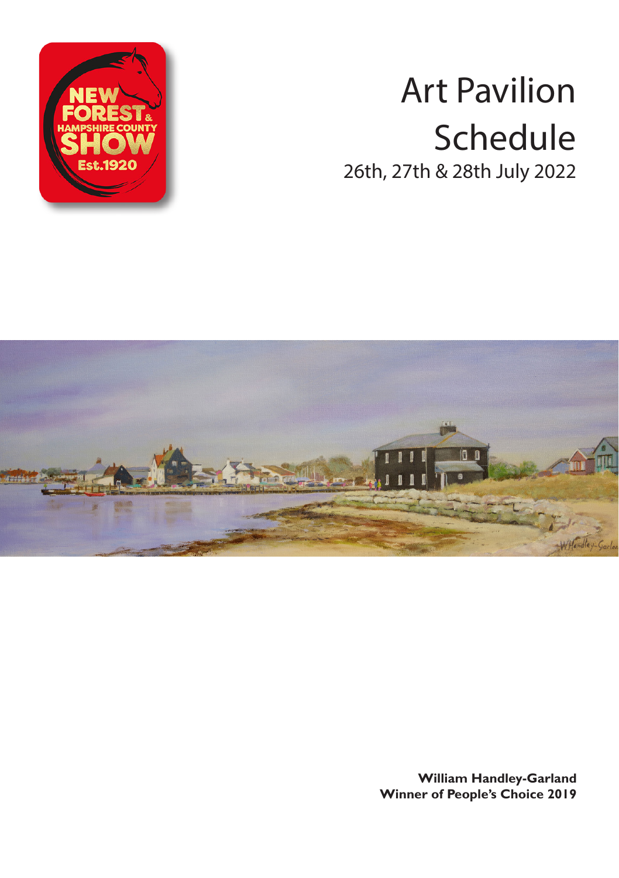# Art Pavilion Schedule

26th, 27th & 28th July 2022

**William Handley-Garland**
**Winner of People's Choice 2019**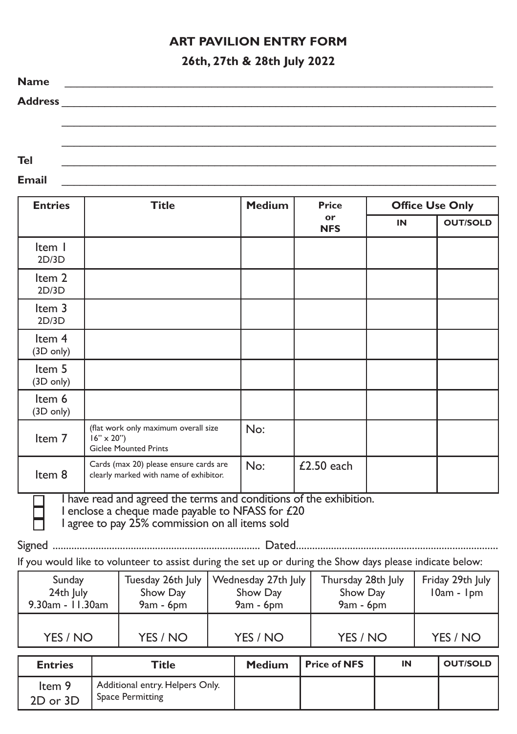# ART PAVILION ENTRY FORM

## 26th, 27th & 28th July 2022

**Name** \_\_\_\_\_\_\_\_\_\_\_\_\_\_\_\_\_\_\_\_\_\_\_\_\_\_\_\_\_\_\_\_\_\_\_\_\_\_\_\_

**Address** \_\_\_\_\_\_\_\_\_\_\_\_\_\_\_\_\_\_\_\_\_\_\_\_\_\_\_\_\_\_\_\_\_\_\_\_\_\_\_\_

\_\_\_\_\_\_\_\_\_\_\_\_\_\_\_\_\_\_\_\_\_\_\_\_\_\_\_\_\_\_\_\_\_\_\_\_\_\_\_\_

\_\_\_\_\_\_\_\_\_\_\_\_\_\_\_\_\_\_\_\_\_\_\_\_\_\_\_\_\_\_\_\_\_\_\_\_\_\_\_\_

**Tel** \_\_\_\_\_\_\_\_\_\_\_\_\_\_\_\_\_\_\_\_\_\_\_\_\_\_\_\_\_\_\_\_\_\_\_\_\_\_\_\_

**Email** \_\_\_\_\_\_\_\_\_\_\_\_\_\_\_\_\_\_\_\_\_\_\_\_\_\_\_\_\_\_\_\_\_\_\_\_\_\_\_\_

| **Entries** | **Title** | **Medium** | **Price or NFS** | **Office Use Only** | |
|---|---|---|---|---|---|
| | | | | **IN** | **OUT/SOLD** |
| Item 1 2D/3D | | | | | |
| Item 2 2D/3D | | | | | |
| Item 3 2D/3D | | | | | |
| Item 4 (3D only) | | | | | |
| Item 5 (3D only) | | | | | |
| Item 6 (3D only) | | | | | |
| Item 7 | (flat work only maximum overall size 16" x 20") Giclee Mounted Prints | No: | | | |
| Item 8 | Cards (max 20) please ensure cards are clearly marked with name of exhibitor. | No: | £2.50 each | | |

- [ ] I have read and agreed the terms and conditions of the exhibition.
- [ ] I enclose a cheque made payable to NFASS for £20
- [ ] I agree to pay 25% commission on all items sold

Signed ........................................................................ Dated........................................................................

If you would like to volunteer to assist during the set up or during the Show days please indicate below:

| Sunday 24th July 9.30am - 11.30am | Tuesday 26th July Show Day 9am - 6pm | Wednesday 27th July Show Day 9am - 6pm | Thursday 28th July Show Day 9am - 6pm | Friday 29th July 10am - 1pm |
|---|---|---|---|---|
| YES / NO | YES / NO | YES / NO | YES / NO | YES / NO |

| **Entries** | **Title** | **Medium** | **Price of NFS** | **IN** | **OUT/SOLD** |
|---|---|---|---|---|---|
| Item 9 2D or 3D | Additional entry. Helpers Only. Space Permitting | | | | |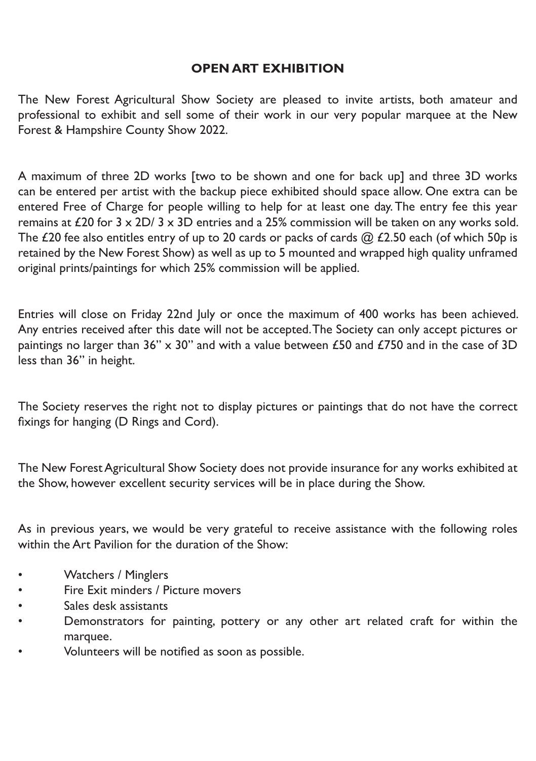## OPEN ART EXHIBITION

The New Forest Agricultural Show Society are pleased to invite artists, both amateur and professional to exhibit and sell some of their work in our very popular marquee at the New Forest & Hampshire County Show 2022.

A maximum of three 2D works [two to be shown and one for back up] and three 3D works can be entered per artist with the backup piece exhibited should space allow. One extra can be entered Free of Charge for people willing to help for at least one day. The entry fee this year remains at £20 for 3 x 2D/ 3 x 3D entries and a 25% commission will be taken on any works sold. The £20 fee also entitles entry of up to 20 cards or packs of cards @ £2.50 each (of which 50p is retained by the New Forest Show) as well as up to 5 mounted and wrapped high quality unframed original prints/paintings for which 25% commission will be applied.

Entries will close on Friday 22nd July or once the maximum of 400 works has been achieved. Any entries received after this date will not be accepted. The Society can only accept pictures or paintings no larger than 36" x 30" and with a value between £50 and £750 and in the case of 3D less than 36" in height.

The Society reserves the right not to display pictures or paintings that do not have the correct fixings for hanging (D Rings and Cord).

The New Forest Agricultural Show Society does not provide insurance for any works exhibited at the Show, however excellent security services will be in place during the Show.

As in previous years, we would be very grateful to receive assistance with the following roles within the Art Pavilion for the duration of the Show:

- Watchers / Minglers
- Fire Exit minders / Picture movers
- Sales desk assistants
- Demonstrators for painting, pottery or any other art related craft for within the marquee.
- Volunteers will be notified as soon as possible.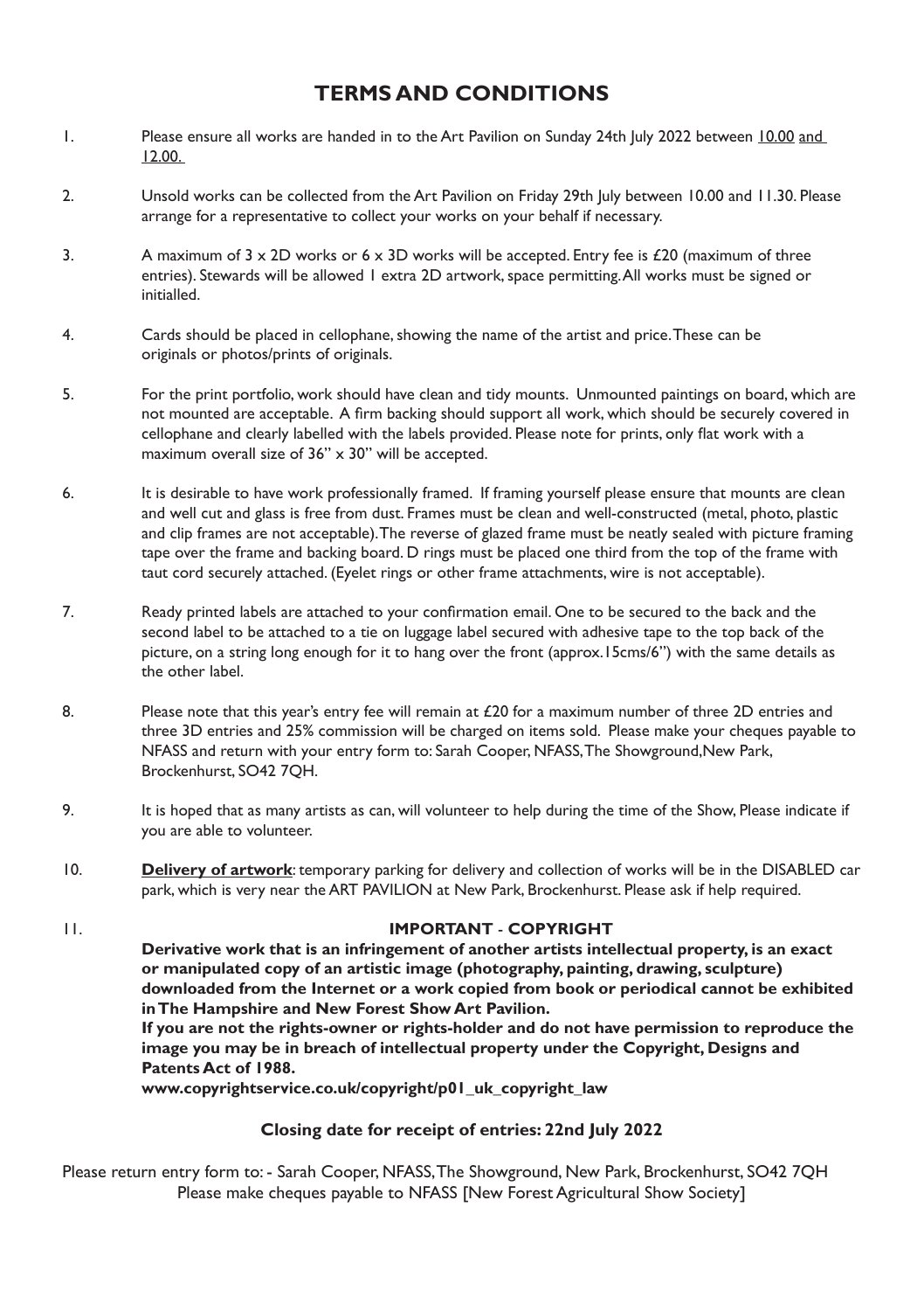# TERMS AND CONDITIONS

1. Please ensure all works are handed in to the Art Pavilion on Sunday 24th July 2022 between 10.00 and 12.00.

2. Unsold works can be collected from the Art Pavilion on Friday 29th July between 10.00 and 11.30. Please arrange for a representative to collect your works on your behalf if necessary.

3. A maximum of 3 x 2D works or 6 x 3D works will be accepted. Entry fee is £20 (maximum of three entries). Stewards will be allowed 1 extra 2D artwork, space permitting. All works must be signed or initialled.

4. Cards should be placed in cellophane, showing the name of the artist and price. These can be originals or photos/prints of originals.

5. For the print portfolio, work should have clean and tidy mounts. Unmounted paintings on board, which are not mounted are acceptable. A firm backing should support all work, which should be securely covered in cellophane and clearly labelled with the labels provided. Please note for prints, only flat work with a maximum overall size of 36" x 30" will be accepted.

6. It is desirable to have work professionally framed. If framing yourself please ensure that mounts are clean and well cut and glass is free from dust. Frames must be clean and well-constructed (metal, photo, plastic and clip frames are not acceptable). The reverse of glazed frame must be neatly sealed with picture framing tape over the frame and backing board. D rings must be placed one third from the top of the frame with taut cord securely attached. (Eyelet rings or other frame attachments, wire is not acceptable).

7. Ready printed labels are attached to your confirmation email. One to be secured to the back and the second label to be attached to a tie on luggage label secured with adhesive tape to the top back of the picture, on a string long enough for it to hang over the front (approx.15cms/6") with the same details as the other label.

8. Please note that this year's entry fee will remain at £20 for a maximum number of three 2D entries and three 3D entries and 25% commission will be charged on items sold. Please make your cheques payable to NFASS and return with your entry form to: Sarah Cooper, NFASS, The Showground, New Park, Brockenhurst, SO42 7QH.

9. It is hoped that as many artists as can, will volunteer to help during the time of the Show, Please indicate if you are able to volunteer.

10. **Delivery of artwork**: temporary parking for delivery and collection of works will be in the DISABLED car park, which is very near the ART PAVILION at New Park, Brockenhurst. Please ask if help required.

11. **IMPORTANT - COPYRIGHT**

    **Derivative work that is an infringement of another artists intellectual property, is an exact or manipulated copy of an artistic image (photography, painting, drawing, sculpture) downloaded from the Internet or a work copied from book or periodical cannot be exhibited in The Hampshire and New Forest Show Art Pavilion.**

    **If you are not the rights-owner or rights-holder and do not have permission to reproduce the image you may be in breach of intellectual property under the Copyright, Designs and Patents Act of 1988.**

    **www.copyrightservice.co.uk/copyright/p01_uk_copyright_law**

**Closing date for receipt of entries: 22nd July 2022**

Please return entry form to: - Sarah Cooper, NFASS, The Showground, New Park, Brockenhurst, SO42 7QH
Please make cheques payable to NFASS [New Forest Agricultural Show Society]